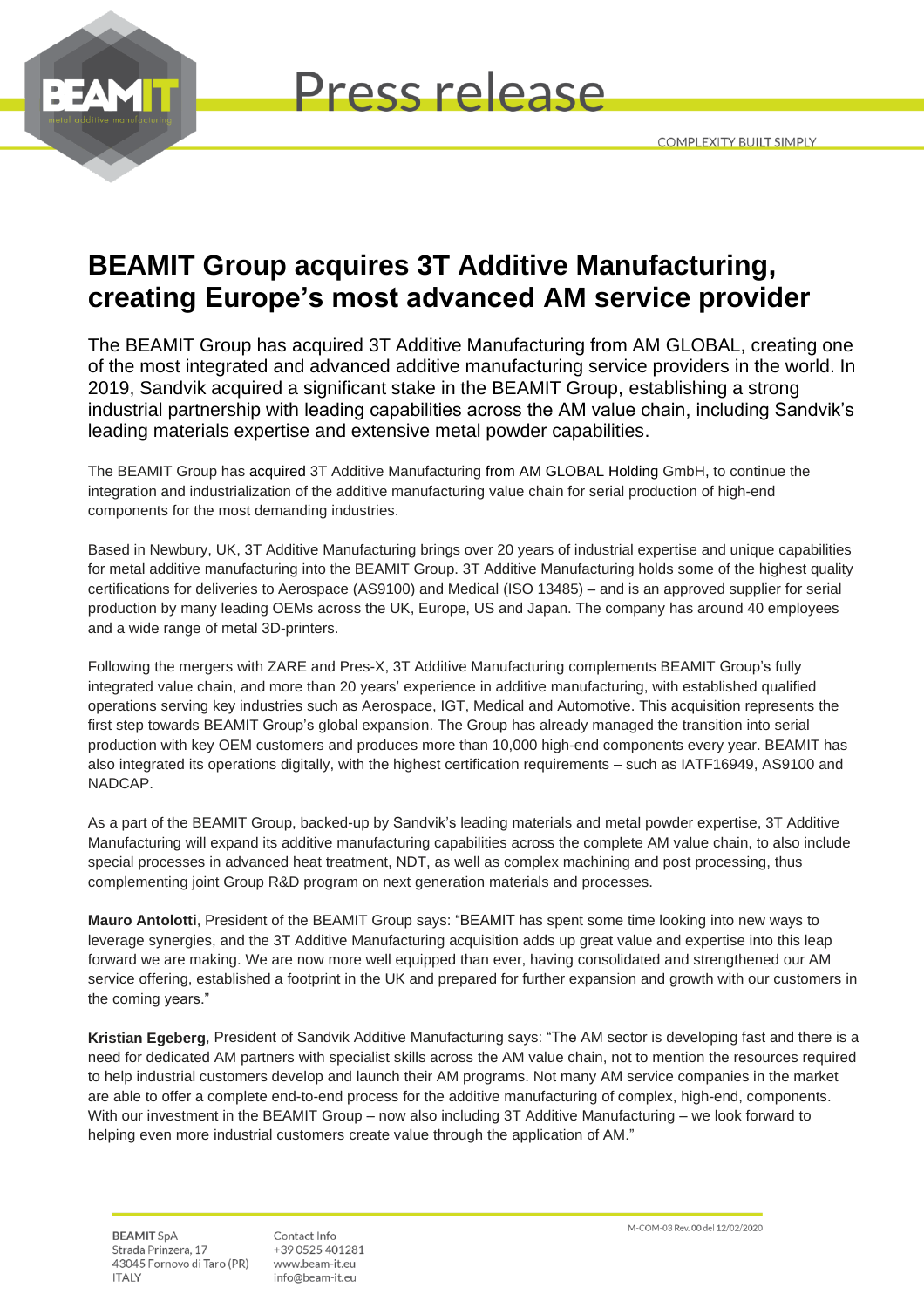# Press release

COMPLEXITY BUILT SIMPLY

# BEAMIT Group acquires 3T Additive Manufacturing, creating Europe's most advanced AM service provider

The BEAMIT Group has acquired 3T Additive Manufacturing from AM GLOBAL, creating one of the most integrated and advanced additive manufacturing service providers in the world. In 2019, Sandvik acquired a significant stake in the BEAMIT Group, establishing a strong industrial partnership with leading capabilities across the AM value chain, including Sandvik's leading materials expertise and extensive metal powder capabilities.

The BEAMIT Group has acquired 3T Additive Manufacturing from AM GLOBAL Holding GmbH, to continue the integration and industrialization of the additive manufacturing value chain for serial production of high-end components for the most demanding industries.

Based in Newbury, UK, 3T Additive Manufacturing brings over 20 years of industrial expertise and unique capabilities for metal additive manufacturing into the BEAMIT Group. 3T Additive Manufacturing holds some of the highest quality certifications for deliveries to Aerospace (AS9100) and Medical (ISO 13485) – and is an approved supplier for serial production by many leading OEMs across the UK, Europe, US and Japan. The company has around 40 employees and a wide range of metal 3D-printers.

Following the mergers with ZARE and Pres-X, 3T Additive Manufacturing complements BEAMIT Group's fully integrated value chain, and more than 20 years' experience in additive manufacturing, with established qualified operations serving key industries such as Aerospace, IGT, Medical and Automotive. This acquisition represents the first step towards BEAMIT Group's global expansion. The Group has already managed the transition into serial production with key OEM customers and produces more than 10,000 high-end components every year. BEAMIT has also integrated its operations digitally, with the highest certification requirements – such as IATF16949, AS9100 and NADCAP.

As a part of the BEAMIT Group, backed-up by Sandvik's leading materials and metal powder expertise, 3T Additive Manufacturing will expand its additive manufacturing capabilities across the complete AM value chain, to also include special processes in advanced heat treatment, NDT, as well as complex machining and post processing, thus complementing joint Group R&D program on next generation materials and processes.

**Mauro Antolotti**, President of the BEAMIT Group says: "BEAMIT has spent some time looking into new ways to leverage synergies, and the 3T Additive Manufacturing acquisition adds up great value and expertise into this leap forward we are making. We are now more well equipped than ever, having consolidated and strengthened our AM service offering, established a footprint in the UK and prepared for further expansion and growth with our customers in the coming years."

**Kristian Egeberg**, President of Sandvik Additive Manufacturing says: "The AM sector is developing fast and there is a need for dedicated AM partners with specialist skills across the AM value chain, not to mention the resources required to help industrial customers develop and launch their AM programs. Not many AM service companies in the market are able to offer a complete end-to-end process for the additive manufacturing of complex, high-end, components. With our investment in the BEAMIT Group – now also including 3T Additive Manufacturing – we look forward to helping even more industrial customers create value through the application of AM."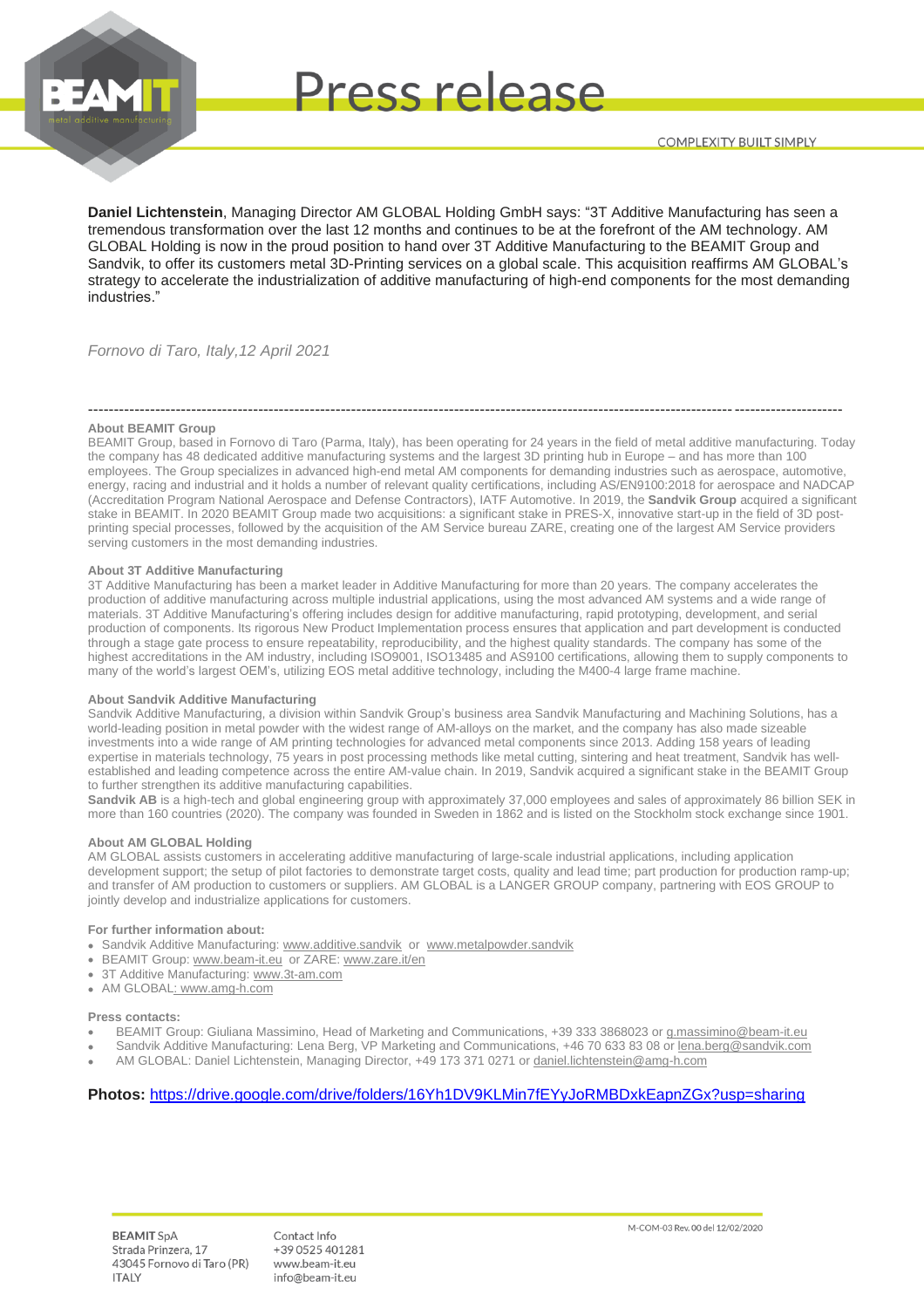**Daniel Lichtenstein**, Managing Director AM GLOBAL Holding GmbH says: "3T Additive Manufacturing has seen a tremendous transformation over the last 12 months and continues to be at the forefront of the AM technology. AM GLOBAL Holding is now in the proud position to hand over 3T Additive Manufacturing to the BEAMIT Group and Sandvik, to offer its customers metal 3D-Printing services on a global scale. This acquisition reaffirms AM GLOBAL's strategy to accelerate the industrialization of additive manufacturing of high-end components for the most demanding industries."

*Fornovo di Taro, Italy,12 April 2021*

---

**About BEAMIT Group**

BEAMIT Group, based in Fornovo di Taro (Parma, Italy), has been operating for 24 years in the field of metal additive manufacturing. Today the company has 48 dedicated additive manufacturing systems and the largest 3D printing hub in Europe – and has more than 100 employees. The Group specializes in advanced high-end metal AM components for demanding industries such as aerospace, automotive, energy, racing and industrial and it holds a number of relevant quality certifications, including AS/EN9100:2018 for aerospace and NADCAP (Accreditation Program National Aerospace and Defense Contractors), IATF Automotive. In 2019, the **Sandvik Group** acquired a significant stake in BEAMIT. In 2020 BEAMIT Group made two acquisitions: a significant stake in PRES-X, innovative start-up in the field of 3D post-printing special processes, followed by the acquisition of the AM Service bureau ZARE, creating one of the largest AM Service providers serving customers in the most demanding industries.

**About 3T Additive Manufacturing**

3T Additive Manufacturing has been a market leader in Additive Manufacturing for more than 20 years. The company accelerates the production of additive manufacturing across multiple industrial applications, using the most advanced AM systems and a wide range of materials. 3T Additive Manufacturing's offering includes design for additive manufacturing, rapid prototyping, development, and serial production of components. Its rigorous New Product Implementation process ensures that application and part development is conducted through a stage gate process to ensure repeatability, reproducibility, and the highest quality standards. The company has some of the highest accreditations in the AM industry, including ISO9001, ISO13485 and AS9100 certifications, allowing them to supply components to many of the world's largest OEM's, utilizing EOS metal additive technology, including the M400-4 large frame machine.

**About Sandvik Additive Manufacturing**

Sandvik Additive Manufacturing, a division within Sandvik Group's business area Sandvik Manufacturing and Machining Solutions, has a world-leading position in metal powder with the widest range of AM-alloys on the market, and the company has also made sizeable investments into a wide range of AM printing technologies for advanced metal components since 2013. Adding 158 years of leading expertise in materials technology, 75 years in post processing methods like metal cutting, sintering and heat treatment, Sandvik has well-established and leading competence across the entire AM-value chain. In 2019, Sandvik acquired a significant stake in the BEAMIT Group to further strengthen its additive manufacturing capabilities.

**Sandvik AB** is a high-tech and global engineering group with approximately 37,000 employees and sales of approximately 86 billion SEK in more than 160 countries (2020). The company was founded in Sweden in 1862 and is listed on the Stockholm stock exchange since 1901.

**About AM GLOBAL Holding**

AM GLOBAL assists customers in accelerating additive manufacturing of large-scale industrial applications, including application development support; the setup of pilot factories to demonstrate target costs, quality and lead time; part production for production ramp-up; and transfer of AM production to customers or suppliers. AM GLOBAL is a LANGER GROUP company, partnering with EOS GROUP to jointly develop and industrialize applications for customers.

**For further information about:**

- Sandvik Additive Manufacturing: www.additive.sandvik or www.metalpowder.sandvik
- BEAMIT Group: www.beam-it.eu or ZARE: www.zare.it/en
- 3T Additive Manufacturing: www.3t-am.com
- AM GLOBAL: www.amg-h.com

**Press contacts:**

- BEAMIT Group: Giuliana Massimino, Head of Marketing and Communications, +39 333 3868023 or g.massimino@beam-it.eu
- Sandvik Additive Manufacturing: Lena Berg, VP Marketing and Communications, +46 70 633 83 08 or lena.berg@sandvik.com
- AM GLOBAL: Daniel Lichtenstein, Managing Director, +49 173 371 0271 or daniel.lichtenstein@amg-h.com

**Photos:** https://drive.google.com/drive/folders/16Yh1DV9KLMin7fEYyJoRMBDxkEapnZGx?usp=sharing